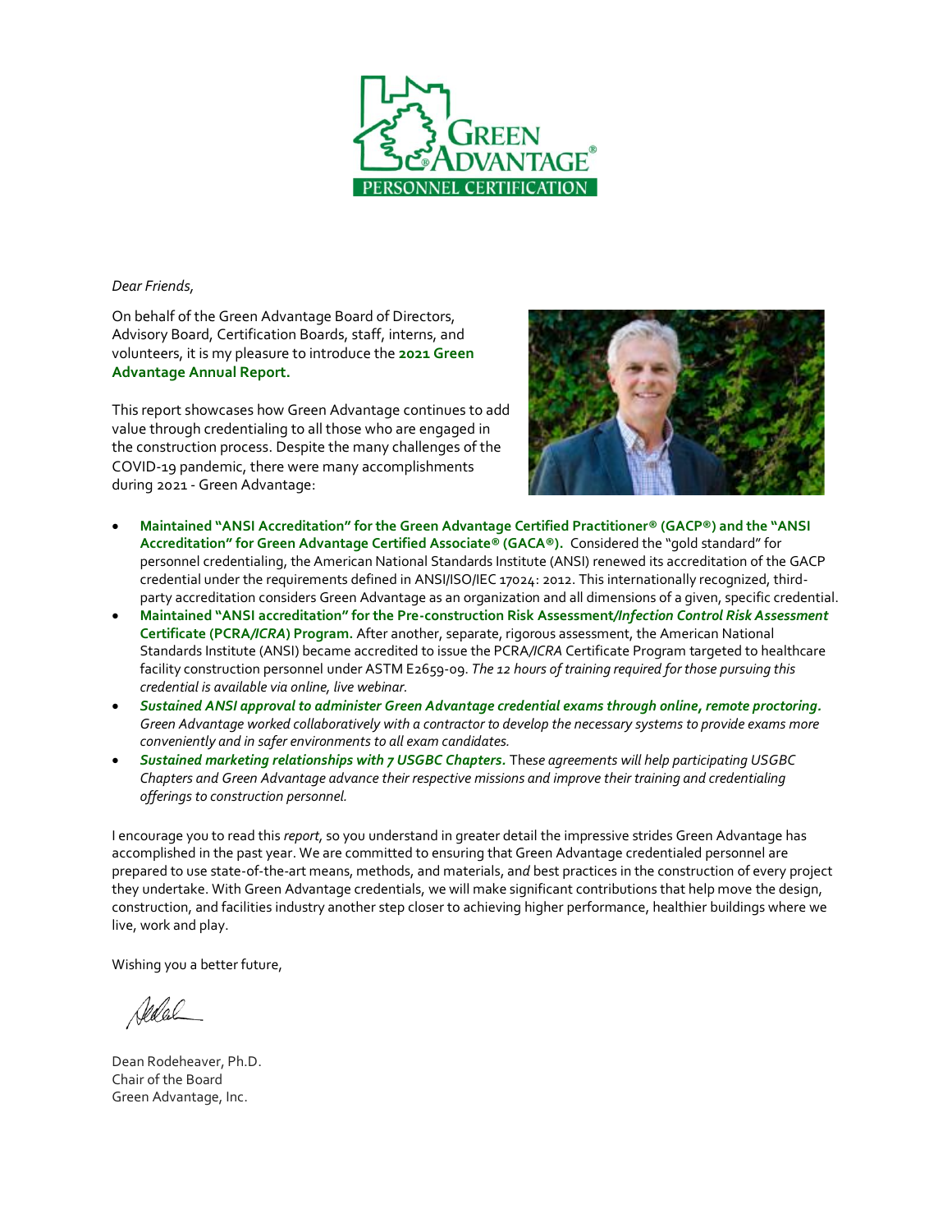*Dear Friends,*

On behalf of the Green Advantage Board of Directors, Advisory Board, Certification Boards, staff, interns, and volunteers, it is my pleasure to introduce the **2021 Green Advantage Annual Report.**

This report showcases how Green Advantage continues to add value through credentialing to all those who are engaged in the construction process. Despite the many challenges of the COVID-19 pandemic, there were many accomplishments during 2021 - Green Advantage:

- **Maintained "ANSI Accreditation" for the Green Advantage Certified Practitioner® (GACP®) and the "ANSI Accreditation" for Green Advantage Certified Associate® (GACA®).** Considered the "gold standard" for personnel credentialing, the American National Standards Institute (ANSI) renewed its accreditation of the GACP credential under the requirements defined in ANSI/ISO/IEC 17024: 2012. This internationally recognized, third-party accreditation considers Green Advantage as an organization and all dimensions of a given, specific credential.
- **Maintained "ANSI accreditation" for the Pre-construction Risk Assessment/*Infection Control Risk Assessment* Certificate (PCRA/*ICRA*) Program.** After another, separate, rigorous assessment, the American National Standards Institute (ANSI) became accredited to issue the PCRA/*ICRA* Certificate Program targeted to healthcare facility construction personnel under ASTM E2659-09. *The 12 hours of training required for those pursuing this credential is available via online, live webinar.*
- ***Sustained ANSI approval to administer Green Advantage credential exams through online, remote proctoring.*** *Green Advantage worked collaboratively with a contractor to develop the necessary systems to provide exams more conveniently and in safer environments to all exam candidates.*
- ***Sustained marketing relationships with 7 USGBC Chapters.*** The*se agreements will help participating USGBC Chapters and Green Advantage advance their respective missions and improve their training and credentialing offerings to construction personnel.*

I encourage you to read this *report*, so you understand in greater detail the impressive strides Green Advantage has accomplished in the past year. We are committed to ensuring that Green Advantage credentialed personnel are prepared to use state-of-the-art means, methods, and materials, an*d* best practices in the construction of every project they undertake. With Green Advantage credentials, we will make significant contributions that help move the design, construction, and facilities industry another step closer to achieving higher performance, healthier buildings where we live, work and play.

Wishing you a better future,

Dean Rodeheaver, Ph.D.
Chair of the Board
Green Advantage, Inc.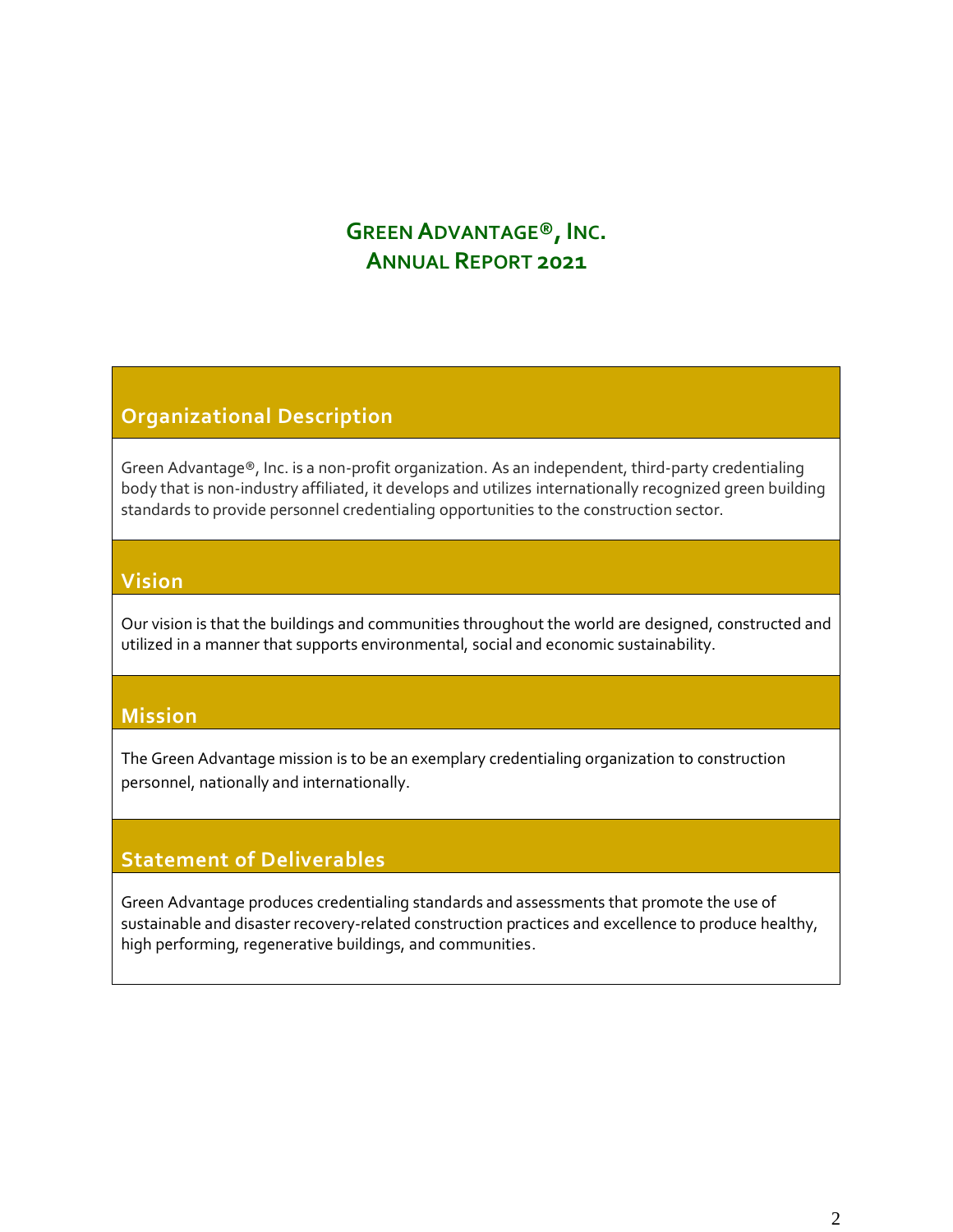# GREEN ADVANTAGE®, INC.
# ANNUAL REPORT 2021

## Organizational Description

Green Advantage®, Inc. is a non-profit organization. As an independent, third-party credentialing body that is non-industry affiliated, it develops and utilizes internationally recognized green building standards to provide personnel credentialing opportunities to the construction sector.

## Vision

Our vision is that the buildings and communities throughout the world are designed, constructed and utilized in a manner that supports environmental, social and economic sustainability.

## Mission

The Green Advantage mission is to be an exemplary credentialing organization to construction personnel, nationally and internationally.

## Statement of Deliverables

Green Advantage produces credentialing standards and assessments that promote the use of sustainable and disaster recovery-related construction practices and excellence to produce healthy, high performing, regenerative buildings, and communities.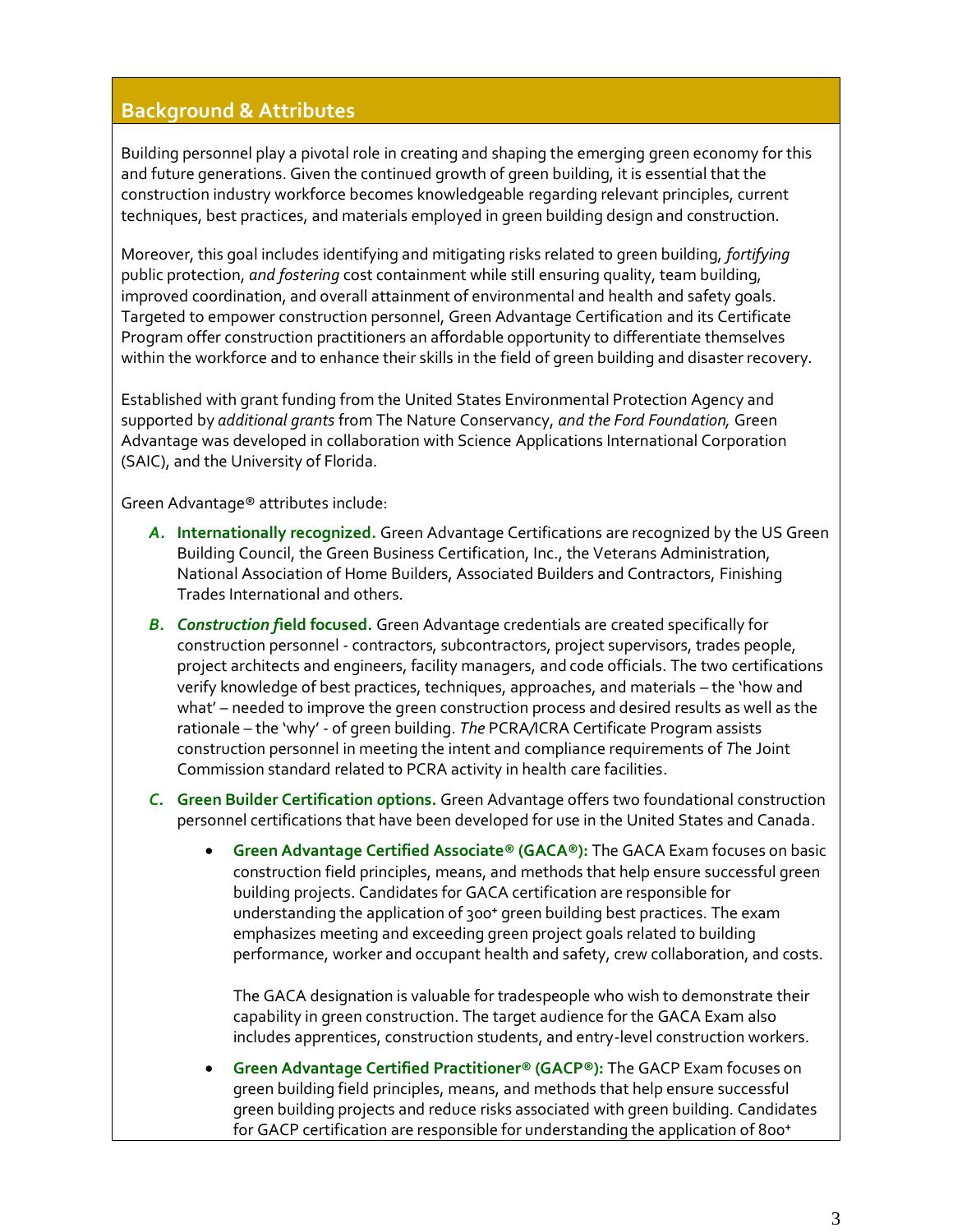## Background & Attributes

Building personnel play a pivotal role in creating and shaping the emerging green economy for this and future generations. Given the continued growth of green building, it is essential that the construction industry workforce becomes knowledgeable regarding relevant principles, current techniques, best practices, and materials employed in green building design and construction.

Moreover, this goal includes identifying and mitigating risks related to green building, *fortifying* public protection, *and fostering* cost containment while still ensuring quality, team building, improved coordination, and overall attainment of environmental and health and safety goals. Targeted to empower construction personnel, Green Advantage Certification and its Certificate Program offer construction practitioners an affordable opportunity to differentiate themselves within the workforce and to enhance their skills in the field of green building and disaster recovery.

Established with grant funding from the United States Environmental Protection Agency and supported by *additional grants* from The Nature Conservancy, *and the Ford Foundation,* Green Advantage was developed in collaboration with Science Applications International Corporation (SAIC), and the University of Florida.

Green Advantage® attributes include:

*A.* **Internationally recognized.** Green Advantage Certifications are recognized by the US Green Building Council, the Green Business Certification, Inc., the Veterans Administration, National Association of Home Builders, Associated Builders and Contractors, Finishing Trades International and others.

*B.* ***Construction f*ield focused.** Green Advantage credentials are created specifically for construction personnel - contractors, subcontractors, project supervisors, trades people, project architects and engineers, facility managers, and code officials. The two certifications verify knowledge of best practices, techniques, approaches, and materials – the 'how and what' – needed to improve the green construction process and desired results as well as the rationale – the 'why' - of green building. *The* PCRA/ICRA Certificate Program assists construction personnel in meeting the intent and compliance requirements of *T*he Joint Commission standard related to PCRA activity in health care facilities.

*C.* **Green Builder Certification *o*ptions.** Green Advantage offers two foundational construction personnel certifications that have been developed for use in the United States and Canada.

- **Green Advantage Certified Associate® (GACA®):** The GACA Exam focuses on basic construction field principles, means, and methods that help ensure successful green building projects. Candidates for GACA certification are responsible for understanding the application of 300+ green building best practices. The exam emphasizes meeting and exceeding green project goals related to building performance, worker and occupant health and safety, crew collaboration, and costs.

  The GACA designation is valuable for tradespeople who wish to demonstrate their capability in green construction. The target audience for the GACA Exam also includes apprentices, construction students, and entry-level construction workers.

- **Green Advantage Certified Practitioner® (GACP®):** The GACP Exam focuses on green building field principles, means, and methods that help ensure successful green building projects and reduce risks associated with green building. Candidates for GACP certification are responsible for understanding the application of 800+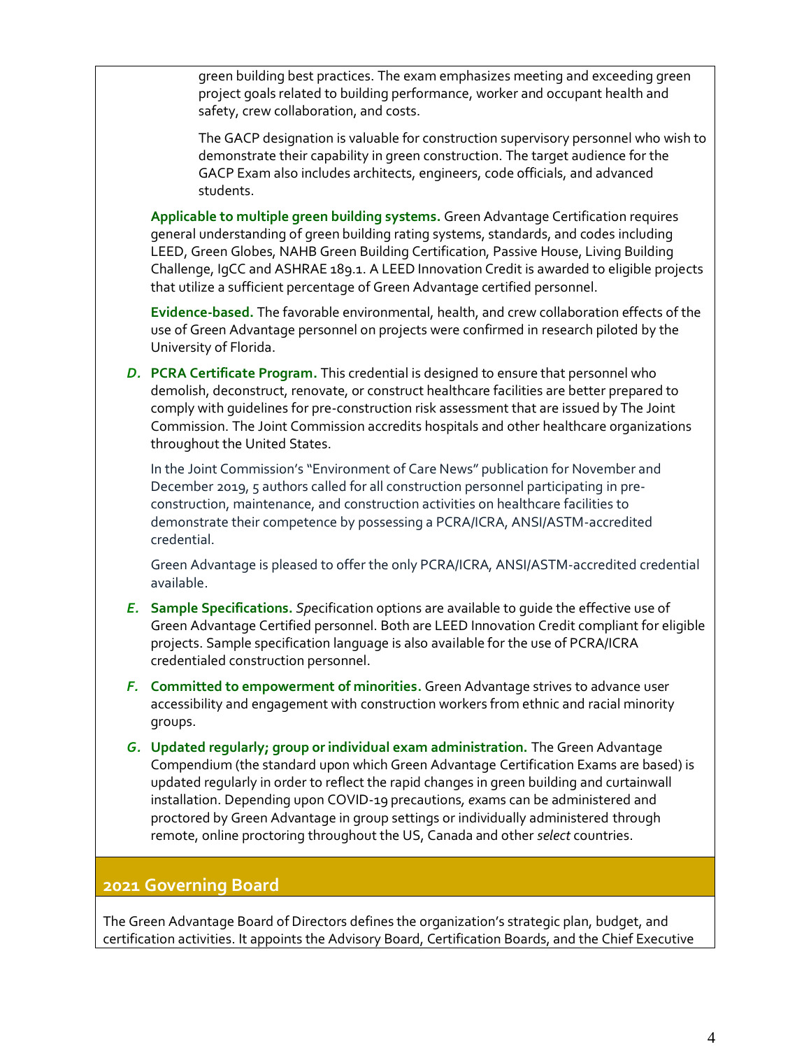green building best practices. The exam emphasizes meeting and exceeding green project goals related to building performance, worker and occupant health and safety, crew collaboration, and costs.

The GACP designation is valuable for construction supervisory personnel who wish to demonstrate their capability in green construction. The target audience for the GACP Exam also includes architects, engineers, code officials, and advanced students.

**Applicable to multiple green building systems.** Green Advantage Certification requires general understanding of green building rating systems, standards, and codes including LEED, Green Globes, NAHB Green Building Certification, Passive House, Living Building Challenge, IgCC and ASHRAE 189.1. A LEED Innovation Credit is awarded to eligible projects that utilize a sufficient percentage of Green Advantage certified personnel.

**Evidence-based.** The favorable environmental, health, and crew collaboration effects of the use of Green Advantage personnel on projects were confirmed in research piloted by the University of Florida.

***D.*** **PCRA Certificate Program.** This credential is designed to ensure that personnel who demolish, deconstruct, renovate, or construct healthcare facilities are better prepared to comply with guidelines for pre-construction risk assessment that are issued by The Joint Commission. The Joint Commission accredits hospitals and other healthcare organizations throughout the United States.

In the Joint Commission's "Environment of Care News" publication for November and December 2019, 5 authors called for all construction personnel participating in pre-construction, maintenance, and construction activities on healthcare facilities to demonstrate their competence by possessing a PCRA/ICRA, ANSI/ASTM-accredited credential.

Green Advantage is pleased to offer the only PCRA/ICRA, ANSI/ASTM-accredited credential available.

***E.*** **Sample Specifications.** *Sp*ecification options are available to guide the effective use of Green Advantage Certified personnel. Both are LEED Innovation Credit compliant for eligible projects. Sample specification language is also available for the use of PCRA/ICRA credentialed construction personnel.

***F.*** **Committed to empowerment of minorities.** Green Advantage strives to advance user accessibility and engagement with construction workers from ethnic and racial minority groups.

***G.*** **Updated regularly; group or individual exam administration.** The Green Advantage Compendium (the standard upon which Green Advantage Certification Exams are based) is updated regularly in order to reflect the rapid changes in green building and curtainwall installation. Depending upon COVID-19 precautions, *e*xams can be administered and proctored by Green Advantage in group settings or individually administered through remote, online proctoring throughout the US, Canada and other *select* countries.

## 2021 Governing Board

The Green Advantage Board of Directors defines the organization's strategic plan, budget, and certification activities. It appoints the Advisory Board, Certification Boards, and the Chief Executive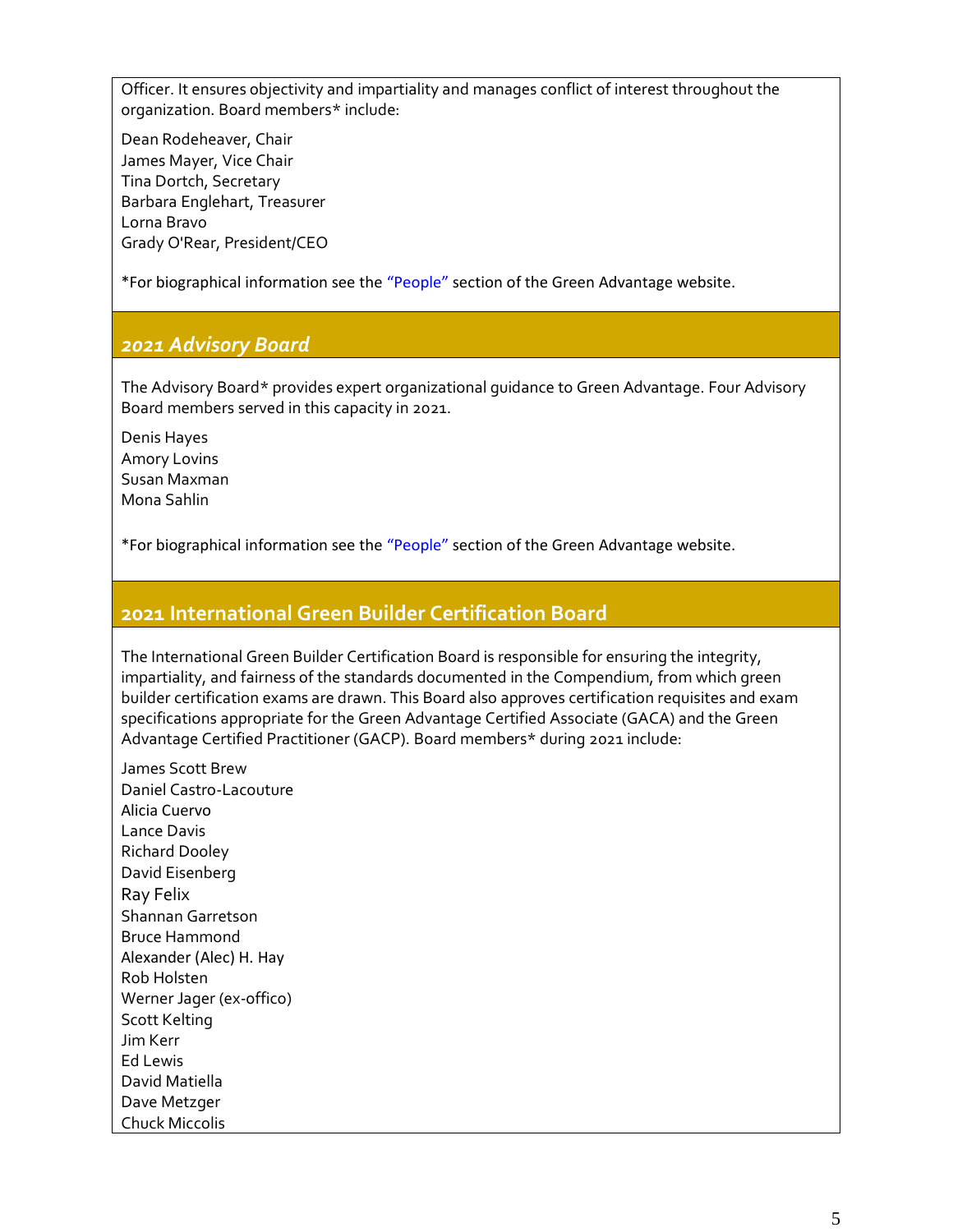Officer. It ensures objectivity and impartiality and manages conflict of interest throughout the organization. Board members* include:

Dean Rodeheaver, Chair
James Mayer, Vice Chair
Tina Dortch, Secretary
Barbara Englehart, Treasurer
Lorna Bravo
Grady O'Rear, President/CEO

*For biographical information see the "People" section of the Green Advantage website.

## *2021 Advisory Board*

The Advisory Board* provides expert organizational guidance to Green Advantage. Four Advisory Board members served in this capacity in 2021.

Denis Hayes
Amory Lovins
Susan Maxman
Mona Sahlin

*For biographical information see the "People" section of the Green Advantage website.

## 2021 International Green Builder Certification Board

The International Green Builder Certification Board is responsible for ensuring the integrity, impartiality, and fairness of the standards documented in the Compendium, from which green builder certification exams are drawn. This Board also approves certification requisites and exam specifications appropriate for the Green Advantage Certified Associate (GACA) and the Green Advantage Certified Practitioner (GACP). Board members* during 2021 include:

James Scott Brew
Daniel Castro-Lacouture
Alicia Cuervo
Lance Davis
Richard Dooley
David Eisenberg
Ray Felix
Shannan Garretson
Bruce Hammond
Alexander (Alec) H. Hay
Rob Holsten
Werner Jager (ex-offico)
Scott Kelting
Jim Kerr
Ed Lewis
David Matiella
Dave Metzger
Chuck Miccolis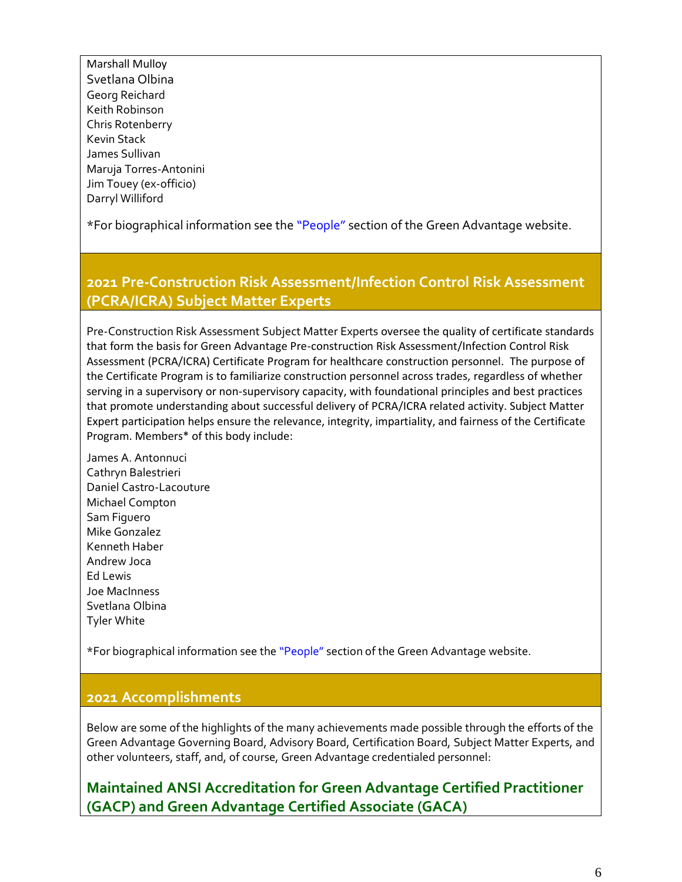Marshall Mulloy
Svetlana Olbina
Georg Reichard
Keith Robinson
Chris Rotenberry
Kevin Stack
James Sullivan
Maruja Torres-Antonini
Jim Touey (ex-officio)
Darryl Williford

*For biographical information see the "People" section of the Green Advantage website.

## 2021 Pre-Construction Risk Assessment/Infection Control Risk Assessment (PCRA/ICRA) Subject Matter Experts

Pre-Construction Risk Assessment Subject Matter Experts oversee the quality of certificate standards that form the basis for Green Advantage Pre-construction Risk Assessment/Infection Control Risk Assessment (PCRA/ICRA) Certificate Program for healthcare construction personnel. The purpose of the Certificate Program is to familiarize construction personnel across trades, regardless of whether serving in a supervisory or non-supervisory capacity, with foundational principles and best practices that promote understanding about successful delivery of PCRA/ICRA related activity. Subject Matter Expert participation helps ensure the relevance, integrity, impartiality, and fairness of the Certificate Program. Members* of this body include:

James A. Antonnuci
Cathryn Balestrieri
Daniel Castro-Lacouture
Michael Compton
Sam Figuero
Mike Gonzalez
Kenneth Haber
Andrew Joca
Ed Lewis
Joe MacInness
Svetlana Olbina
Tyler White

*For biographical information see the "People" section of the Green Advantage website.

## 2021 Accomplishments

Below are some of the highlights of the many achievements made possible through the efforts of the Green Advantage Governing Board, Advisory Board, Certification Board, Subject Matter Experts, and other volunteers, staff, and, of course, Green Advantage credentialed personnel:

### Maintained ANSI Accreditation for Green Advantage Certified Practitioner (GACP) and Green Advantage Certified Associate (GACA)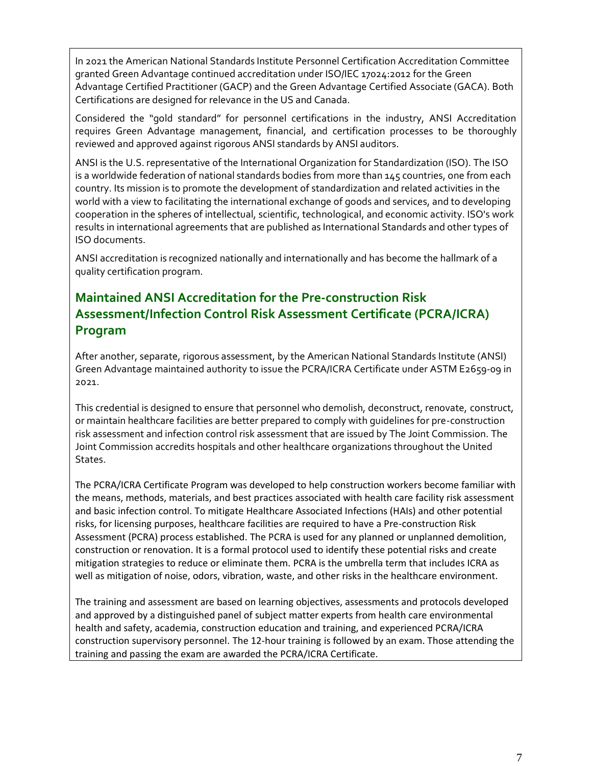In 2021 the American National Standards Institute Personnel Certification Accreditation Committee granted Green Advantage continued accreditation under ISO/IEC 17024:2012 for the Green Advantage Certified Practitioner (GACP) and the Green Advantage Certified Associate (GACA). Both Certifications are designed for relevance in the US and Canada.

Considered the "gold standard" for personnel certifications in the industry, ANSI Accreditation requires Green Advantage management, financial, and certification processes to be thoroughly reviewed and approved against rigorous ANSI standards by ANSI auditors.

ANSI is the U.S. representative of the International Organization for Standardization (ISO). The ISO is a worldwide federation of national standards bodies from more than 145 countries, one from each country. Its mission is to promote the development of standardization and related activities in the world with a view to facilitating the international exchange of goods and services, and to developing cooperation in the spheres of intellectual, scientific, technological, and economic activity. ISO's work results in international agreements that are published as International Standards and other types of ISO documents.

ANSI accreditation is recognized nationally and internationally and has become the hallmark of a quality certification program.

## Maintained ANSI Accreditation for the Pre-construction Risk Assessment/Infection Control Risk Assessment Certificate (PCRA/ICRA) Program

After another, separate, rigorous assessment, by the American National Standards Institute (ANSI) Green Advantage maintained authority to issue the PCRA/ICRA Certificate under ASTM E2659-09 in 2021.

This credential is designed to ensure that personnel who demolish, deconstruct, renovate, construct, or maintain healthcare facilities are better prepared to comply with guidelines for pre-construction risk assessment and infection control risk assessment that are issued by The Joint Commission. The Joint Commission accredits hospitals and other healthcare organizations throughout the United States.

The PCRA/ICRA Certificate Program was developed to help construction workers become familiar with the means, methods, materials, and best practices associated with health care facility risk assessment and basic infection control. To mitigate Healthcare Associated Infections (HAIs) and other potential risks, for licensing purposes, healthcare facilities are required to have a Pre-construction Risk Assessment (PCRA) process established. The PCRA is used for any planned or unplanned demolition, construction or renovation. It is a formal protocol used to identify these potential risks and create mitigation strategies to reduce or eliminate them. PCRA is the umbrella term that includes ICRA as well as mitigation of noise, odors, vibration, waste, and other risks in the healthcare environment.

The training and assessment are based on learning objectives, assessments and protocols developed and approved by a distinguished panel of subject matter experts from health care environmental health and safety, academia, construction education and training, and experienced PCRA/ICRA construction supervisory personnel. The 12-hour training is followed by an exam. Those attending the training and passing the exam are awarded the PCRA/ICRA Certificate.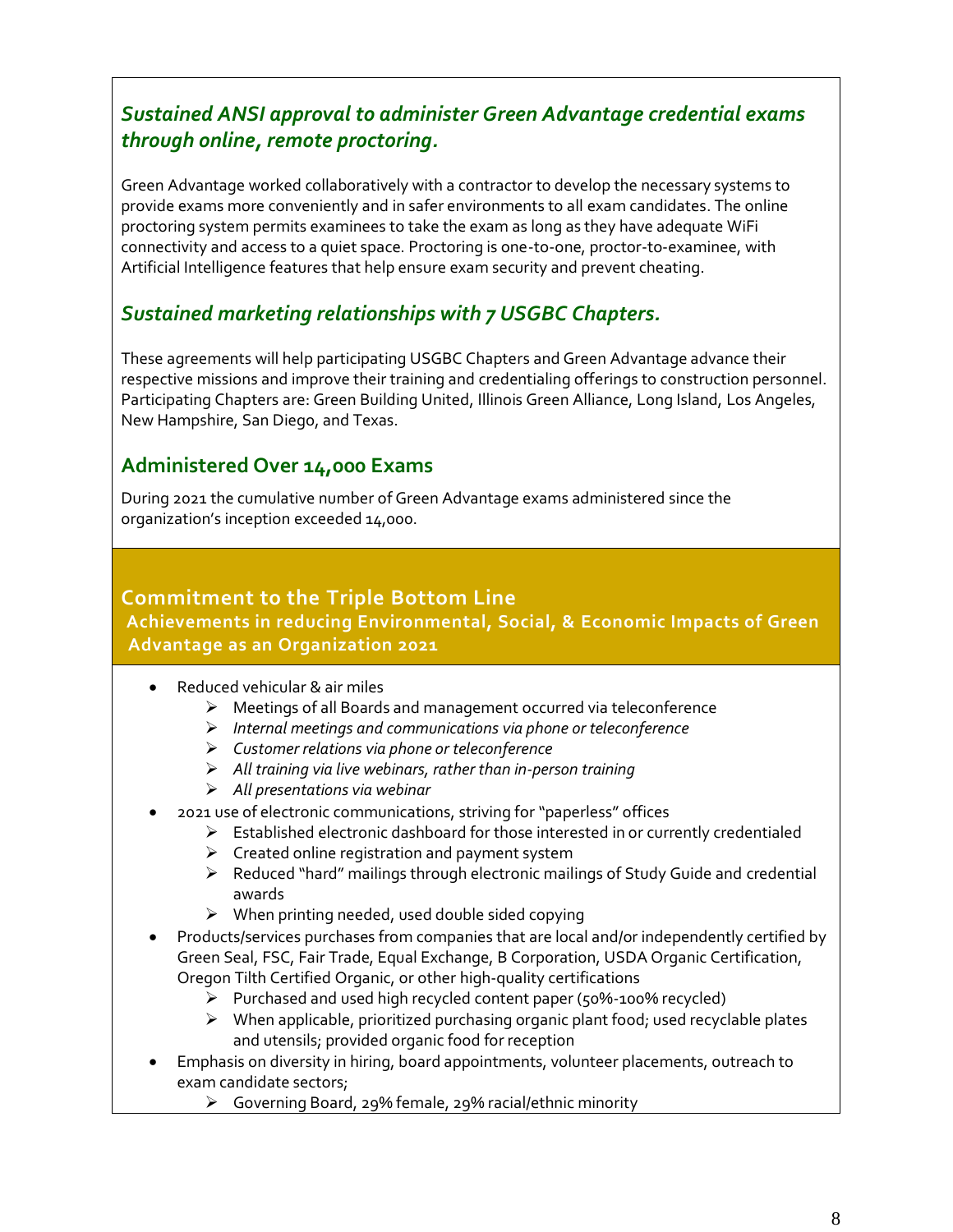### *Sustained ANSI approval to administer Green Advantage credential exams through online, remote proctoring.*

Green Advantage worked collaboratively with a contractor to develop the necessary systems to provide exams more conveniently and in safer environments to all exam candidates. The online proctoring system permits examinees to take the exam as long as they have adequate WiFi connectivity and access to a quiet space. Proctoring is one-to-one, proctor-to-examinee, with Artificial Intelligence features that help ensure exam security and prevent cheating.

### *Sustained marketing relationships with 7 USGBC Chapters.*

These agreements will help participating USGBC Chapters and Green Advantage advance their respective missions and improve their training and credentialing offerings to construction personnel. Participating Chapters are: Green Building United, Illinois Green Alliance, Long Island, Los Angeles, New Hampshire, San Diego, and Texas.

### Administered Over 14,000 Exams

During 2021 the cumulative number of Green Advantage exams administered since the organization's inception exceeded 14,000.

## Commitment to the Triple Bottom Line

**Achievements in reducing Environmental, Social, & Economic Impacts of Green Advantage as an Organization 2021**

- Reduced vehicular & air miles
  - Meetings of all Boards and management occurred via teleconference
  - *Internal meetings and communications via phone or teleconference*
  - *Customer relations via phone or teleconference*
  - *All training via live webinars, rather than in-person training*
  - *All presentations via webinar*
- 2021 use of electronic communications, striving for "paperless" offices
  - Established electronic dashboard for those interested in or currently credentialed
  - Created online registration and payment system
  - Reduced "hard" mailings through electronic mailings of Study Guide and credential awards
  - When printing needed, used double sided copying
- Products/services purchases from companies that are local and/or independently certified by Green Seal, FSC, Fair Trade, Equal Exchange, B Corporation, USDA Organic Certification, Oregon Tilth Certified Organic, or other high-quality certifications
  - Purchased and used high recycled content paper (50%-100% recycled)
  - When applicable, prioritized purchasing organic plant food; used recyclable plates and utensils; provided organic food for reception
- Emphasis on diversity in hiring, board appointments, volunteer placements, outreach to exam candidate sectors;
  - Governing Board, 29% female, 29% racial/ethnic minority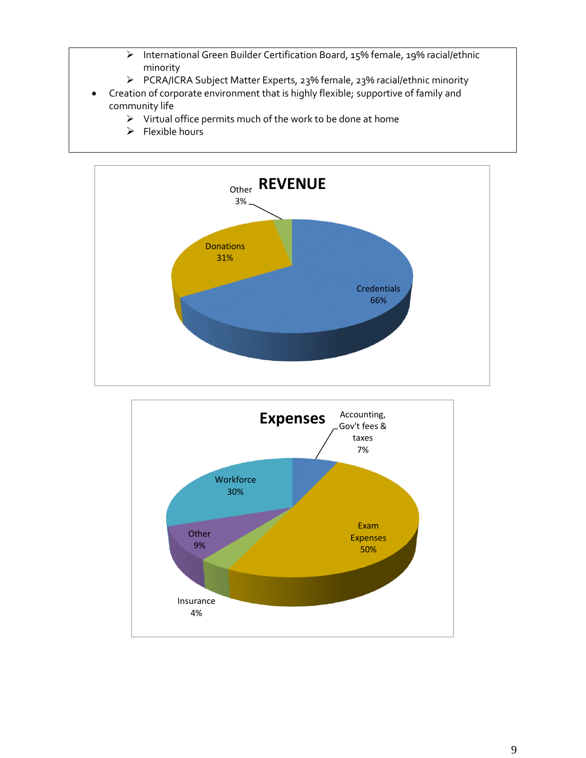- International Green Builder Certification Board, 15% female, 19% racial/ethnic minority
- PCRA/ICRA Subject Matter Experts, 23% female, 23% racial/ethnic minority

- Creation of corporate environment that is highly flexible; supportive of family and community life
  - Virtual office permits much of the work to be done at home
  - Flexible hours

REVENUE

Other 3%

Donations 31%

Credentials 66%

Expenses

Accounting, Gov't fees & taxes 7%

Workforce 30%

Other 9%

Exam Expenses 50%

Insurance 4%